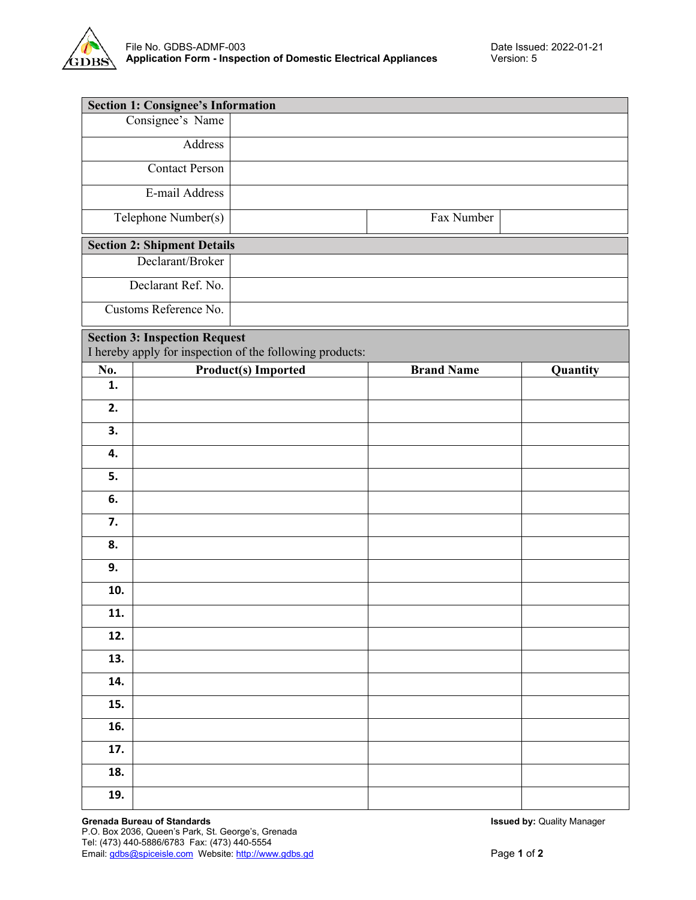File No. GDBS-ADMF-003
**Application Form - Inspection of Domestic Electrical Appliances**

Date Issued: 2022-01-21
Version: 5

| **Section 1: Consignee's Information** | | | |
|---|---|---|---|
| Consignee's Name | | | |
| Address | | | |
| Contact Person | | | |
| E-mail Address | | | |
| Telephone Number(s) | | Fax Number | |

| **Section 2: Shipment Details** | |
|---|---|
| Declarant/Broker | |
| Declarant Ref. No. | |
| Customs Reference No. | |

**Section 3: Inspection Request**
I hereby apply for inspection of the following products:

| No. | Product(s) Imported | Brand Name | Quantity |
|---|---|---|---|
| 1. | | | |
| 2. | | | |
| 3. | | | |
| 4. | | | |
| 5. | | | |
| 6. | | | |
| 7. | | | |
| 8. | | | |
| 9. | | | |
| 10. | | | |
| 11. | | | |
| 12. | | | |
| 13. | | | |
| 14. | | | |
| 15. | | | |
| 16. | | | |
| 17. | | | |
| 18. | | | |
| 19. | | | |

**Grenada Bureau of Standards**
P.O. Box 2036, Queen's Park, St. George's, Grenada
Tel: (473) 440-5886/6783 Fax: (473) 440-5554
Email: gdbs@spiceisle.com Website: http://www.gdbs.gd

**Issued by:** Quality Manager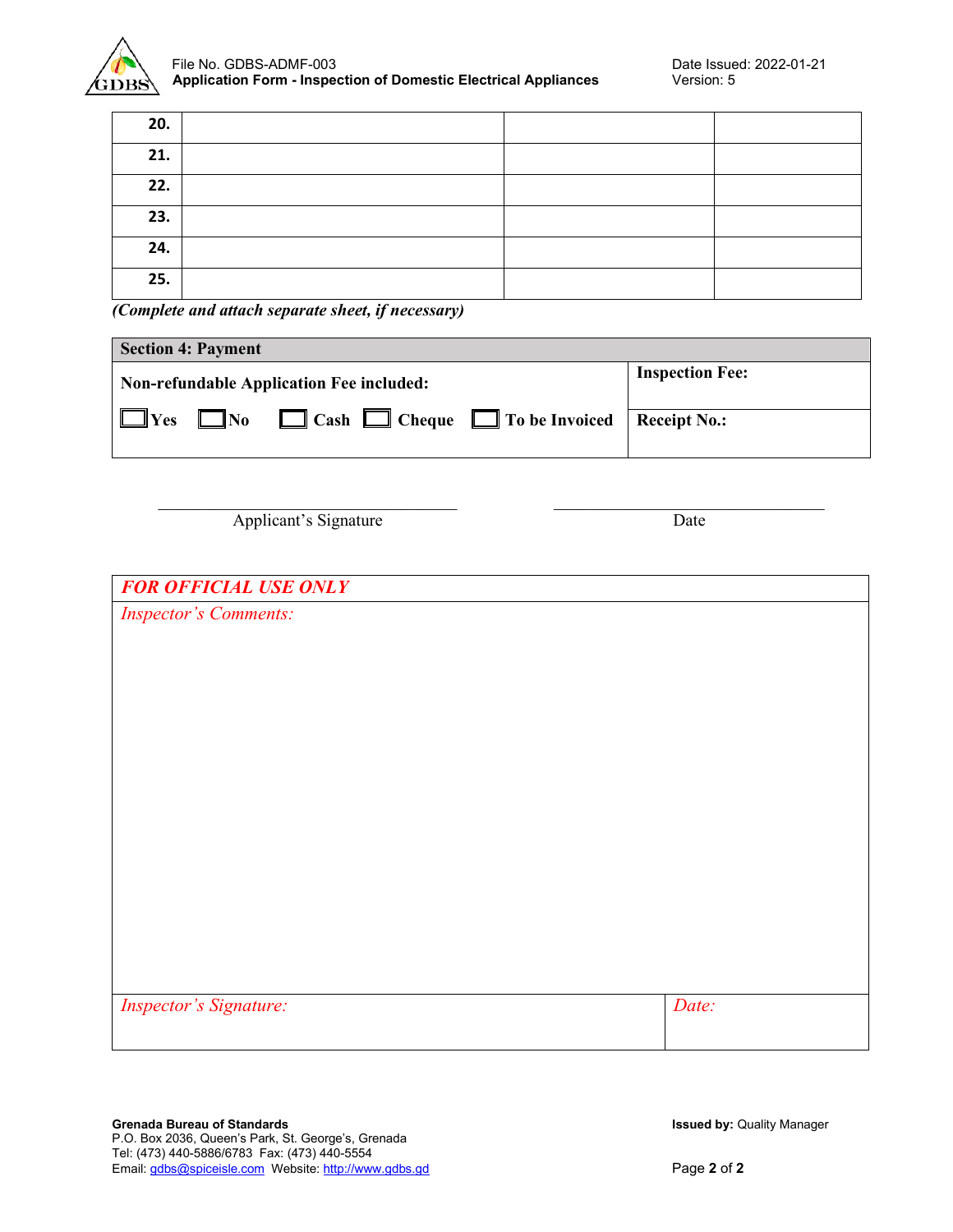| | | | |
|---|---|---|---|
| **20.** | | | |
| **21.** | | | |
| **22.** | | | |
| **23.** | | | |
| **24.** | | | |
| **25.** | | | |

***(Complete and attach separate sheet, if necessary)***

| **Section 4: Payment** | |
|---|---|
| **Non-refundable Application Fee included:** | **Inspection Fee:** |
| ☐ **Yes** ☐ **No** ☐ **Cash** ☐ **Cheque** ☐ **To be Invoiced** | **Receipt No.:** |

\_\_\_\_\_\_\_\_\_\_\_\_\_\_\_\_\_\_\_\_\_\_\_\_\_\_\_\_\_\_\_\_
Applicant's Signature

\_\_\_\_\_\_\_\_\_\_\_\_\_\_\_\_\_\_\_\_\_\_\_\_\_\_\_\_\_\_\_\_
Date

| ***FOR OFFICIAL USE ONLY*** | |
|---|---|
| *Inspector's Comments:* | |
| *Inspector's Signature:* | *Date:* |

**Grenada Bureau of Standards**
P.O. Box 2036, Queen's Park, St. George's, Grenada
Tel: (473) 440-5886/6783 Fax: (473) 440-5554
Email: gdbs@spiceisle.com Website: http://www.gdbs.gd

**Issued by:** Quality Manager